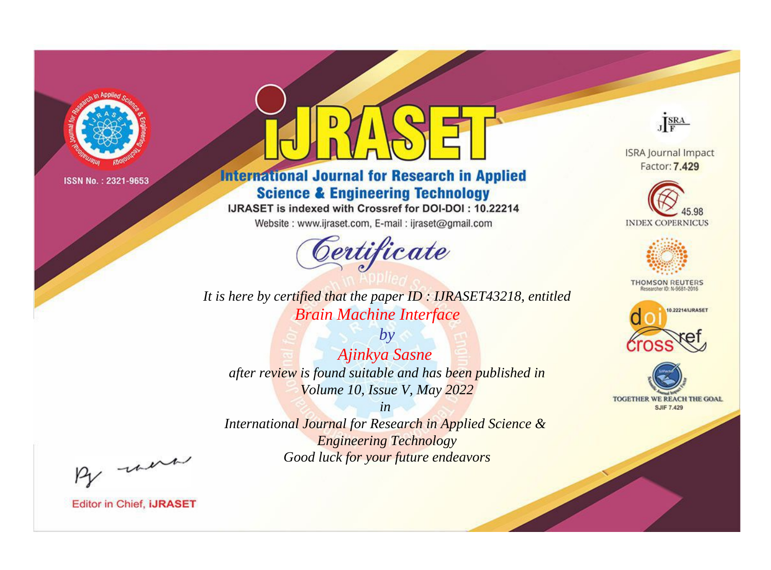ISSN No. : 2321-9653

# IJRASET

## International Journal for Research in Applied Science & Engineering Technology

IJRASET is indexed with Crossref for DOI-DOI : 10.22214

Website : www.ijraset.com, E-mail : ijraset@gmail.com

ISRA Journal Impact Factor: **7.429**

45.98 INDEX COPERNICUS

THOMSON REUTERS Researcher ID: N-9681-2016

10.22214/IJRASET

TOGETHER WE REACH THE GOAL SJIF 7.429

*Certificate*

*It is here by certified that the paper ID : IJRASET43218, entitled*

*Brain Machine Interface*

*by*

*Ajinkya Sasne*

*after review is found suitable and has been published in*

*Volume 10, Issue V, May 2022*

*in*

*International Journal for Research in Applied Science & Engineering Technology*

*Good luck for your future endeavors*

Editor in Chief, **iJRASET**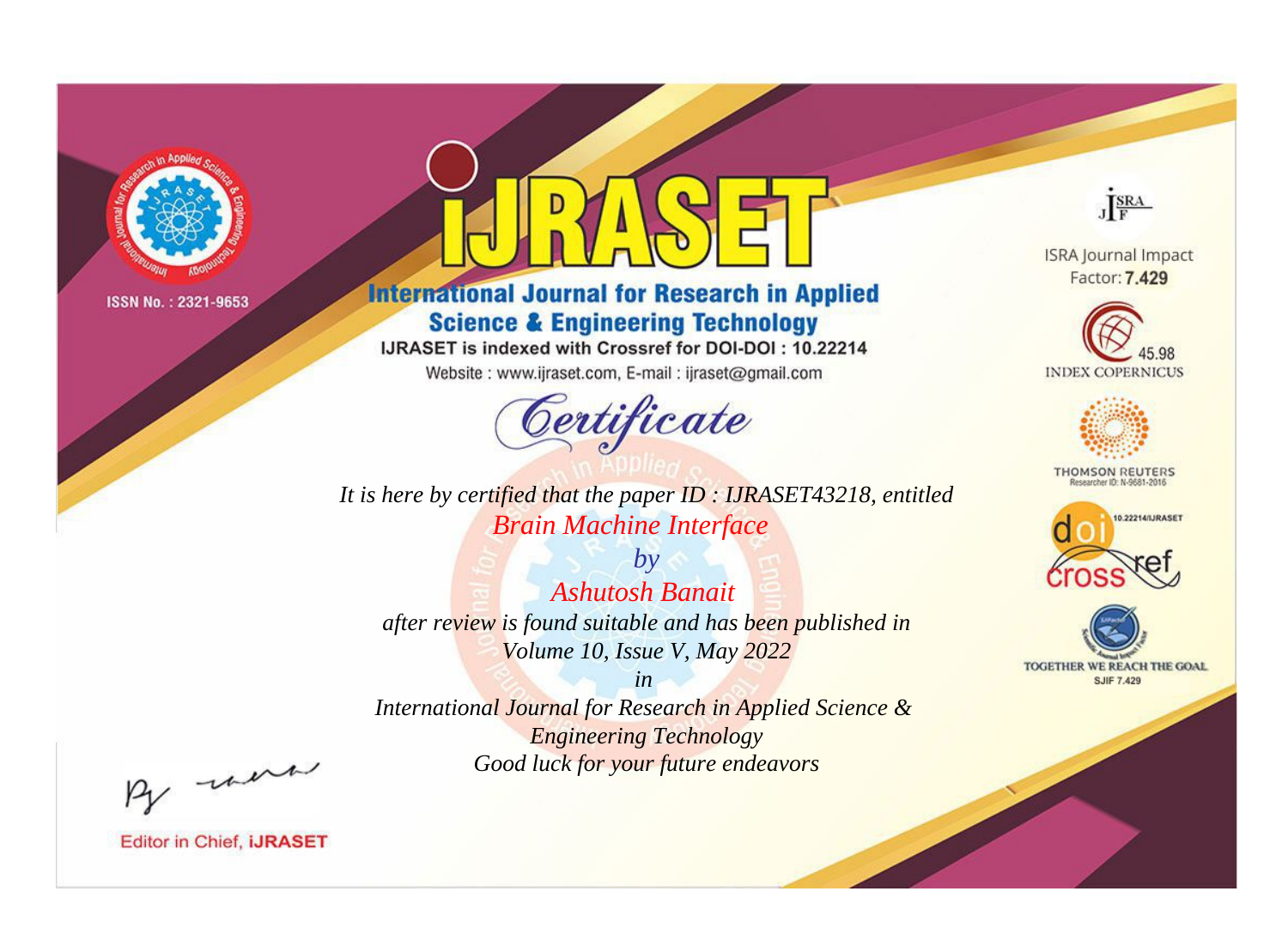ISSN No. : 2321-9653

# IJRASET

## International Journal for Research in Applied Science & Engineering Technology

IJRASET is indexed with Crossref for DOI-DOI : 10.22214

Website : www.ijraset.com, E-mail : ijraset@gmail.com

## Certificate

*It is here by certified that the paper ID : IJRASET43218, entitled*

*Brain Machine Interface*

*by*

*Ashutosh Banait*

*after review is found suitable and has been published in*

*Volume 10, Issue V, May 2022*

*in*

*International Journal for Research in Applied Science & Engineering Technology*

*Good luck for your future endeavors*

ISRA Journal Impact Factor: **7.429**

45.98 INDEX COPERNICUS

THOMSON REUTERS Researcher ID: N-9681-2016

10.22214/IJRASET

TOGETHER WE REACH THE GOAL SJIF 7.429

Editor in Chief, **IJRASET**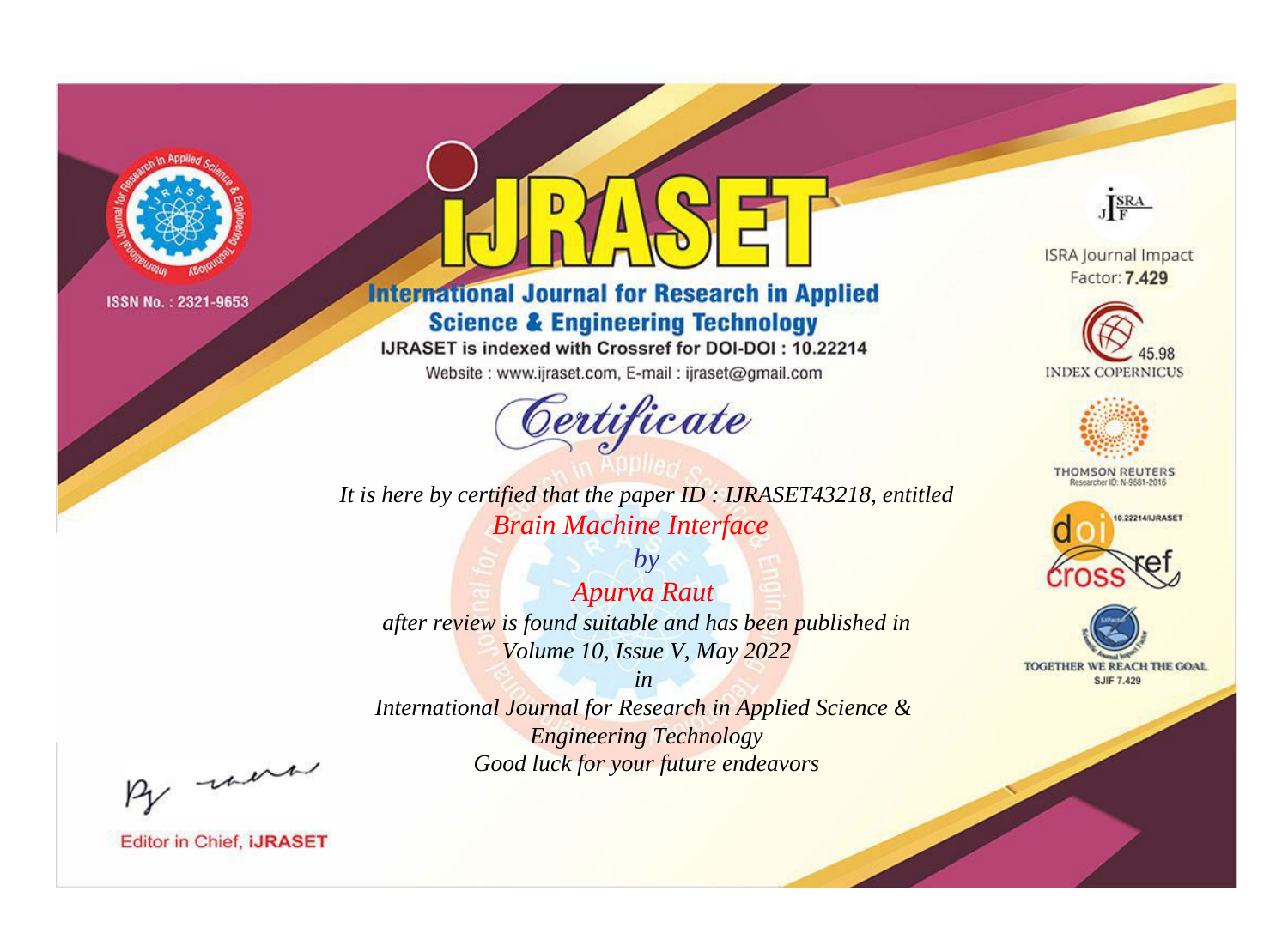ISSN No. : 2321-9653

# iJRASET

## International Journal for Research in Applied Science & Engineering Technology

IJRASET is indexed with Crossref for DOI-DOI : 10.22214

Website : www.ijraset.com, E-mail : ijraset@gmail.com

# *Certificate*

*It is here by certified that the paper ID : IJRASET43218, entitled*

*Brain Machine Interface*

*by*

*Apurva Raut*

*after review is found suitable and has been published in*

*Volume 10, Issue V, May 2022*

*in*

*International Journal for Research in Applied Science & Engineering Technology*

*Good luck for your future endeavors*

ISRA Journal Impact Factor: **7.429**

45.98 INDEX COPERNICUS

THOMSON REUTERS Researcher ID: N-9681-2016

10.22214/IJRASET

TOGETHER WE REACH THE GOAL SJIF 7.429

Editor in Chief, **iJRASET**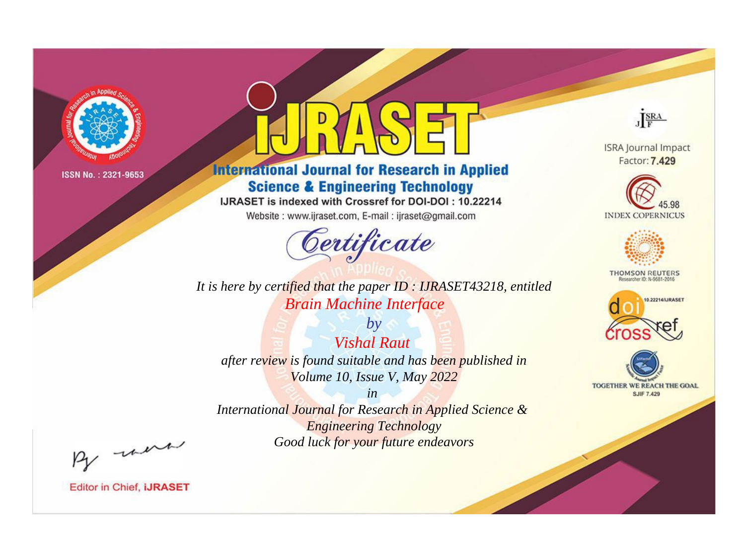ISSN No. : 2321-9653

# iJRASET

## International Journal for Research in Applied Science & Engineering Technology

IJRASET is indexed with Crossref for DOI-DOI : 10.22214

Website : www.ijraset.com, E-mail : ijraset@gmail.com

ISRA Journal Impact Factor: **7.429**

45.98 INDEX COPERNICUS

THOMSON REUTERS Researcher ID: N-9681-2016

10.22214/IJRASET

TOGETHER WE REACH THE GOAL SJIF 7.429

*Certificate*

*It is here by certified that the paper ID : IJRASET43218, entitled*

*Brain Machine Interface*

*by*

*Vishal Raut*

*after review is found suitable and has been published in*

*Volume 10, Issue V, May 2022*

*in*

*International Journal for Research in Applied Science & Engineering Technology*

*Good luck for your future endeavors*

Editor in Chief, **iJRASET**